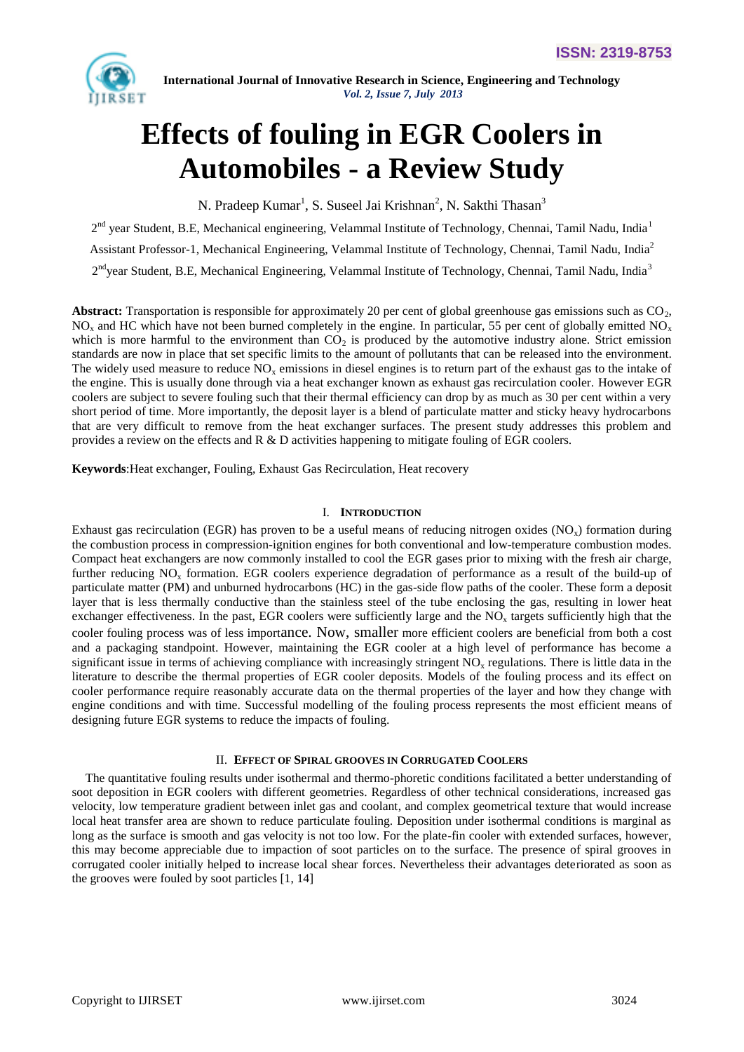# Effects of fouling in EGR Coolers in Automobiles - a Review Study

N. Pradeep Kumar[1], S. Suseel Jai Krishnan[2], N. Sakthi Thasan[3]

2nd year Student, B.E, Mechanical engineering, Velammal Institute of Technology, Chennai, Tamil Nadu, India[1]

Assistant Professor-1, Mechanical Engineering, Velammal Institute of Technology, Chennai, Tamil Nadu, India[2]

2ndyear Student, B.E, Mechanical Engineering, Velammal Institute of Technology, Chennai, Tamil Nadu, India[3]

**Abstract:** Transportation is responsible for approximately 20 per cent of global greenhouse gas emissions such as $CO_2$, $NO_x$ and HC which have not been burned completely in the engine. In particular, 55 per cent of globally emitted $NO_x$ which is more harmful to the environment than $CO_2$ is produced by the automotive industry alone. Strict emission standards are now in place that set specific limits to the amount of pollutants that can be released into the environment. The widely used measure to reduce $NO_x$ emissions in diesel engines is to return part of the exhaust gas to the intake of the engine. This is usually done through via a heat exchanger known as exhaust gas recirculation cooler. However EGR coolers are subject to severe fouling such that their thermal efficiency can drop by as much as 30 per cent within a very short period of time. More importantly, the deposit layer is a blend of particulate matter and sticky heavy hydrocarbons that are very difficult to remove from the heat exchanger surfaces. The present study addresses this problem and provides a review on the effects and R & D activities happening to mitigate fouling of EGR coolers.

**Keywords**:Heat exchanger, Fouling, Exhaust Gas Recirculation, Heat recovery

## I. Introduction

Exhaust gas recirculation (EGR) has proven to be a useful means of reducing nitrogen oxides ($NO_x$) formation during the combustion process in compression-ignition engines for both conventional and low-temperature combustion modes. Compact heat exchangers are now commonly installed to cool the EGR gases prior to mixing with the fresh air charge, further reducing $NO_x$ formation. EGR coolers experience degradation of performance as a result of the build-up of particulate matter (PM) and unburned hydrocarbons (HC) in the gas-side flow paths of the cooler. These form a deposit layer that is less thermally conductive than the stainless steel of the tube enclosing the gas, resulting in lower heat exchanger effectiveness. In the past, EGR coolers were sufficiently large and the $NO_x$ targets sufficiently high that the cooler fouling process was of less importance. Now, smaller more efficient coolers are beneficial from both a cost and a packaging standpoint. However, maintaining the EGR cooler at a high level of performance has become a significant issue in terms of achieving compliance with increasingly stringent $NO_x$ regulations. There is little data in the literature to describe the thermal properties of EGR cooler deposits. Models of the fouling process and its effect on cooler performance require reasonably accurate data on the thermal properties of the layer and how they change with engine conditions and with time. Successful modelling of the fouling process represents the most efficient means of designing future EGR systems to reduce the impacts of fouling.

## II. Effect of Spiral grooves in Corrugated Coolers

The quantitative fouling results under isothermal and thermo-phoretic conditions facilitated a better understanding of soot deposition in EGR coolers with different geometries. Regardless of other technical considerations, increased gas velocity, low temperature gradient between inlet gas and coolant, and complex geometrical texture that would increase local heat transfer area are shown to reduce particulate fouling. Deposition under isothermal conditions is marginal as long as the surface is smooth and gas velocity is not too low. For the plate-fin cooler with extended surfaces, however, this may become appreciable due to impaction of soot particles on to the surface. The presence of spiral grooves in corrugated cooler initially helped to increase local shear forces. Nevertheless their advantages deteriorated as soon as the grooves were fouled by soot particles [1, 14]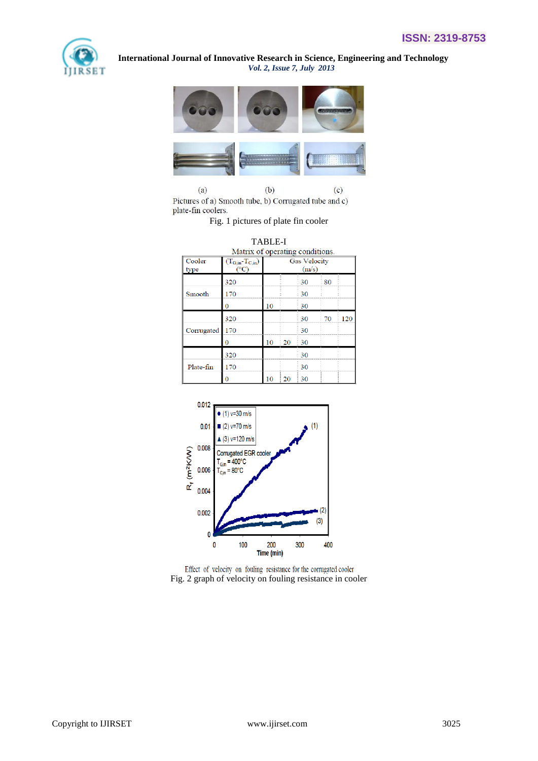(a) (b) (c)

Pictures of a) Smooth tube, b) Corrugated tube and c) plate-fin coolers.

Fig. 1 pictures of plate fin cooler

TABLE-I

Matrix of operating conditions.

| Cooler type | $(T_{G,in}-T_{C,in})$ (°C) | Gas Velocity (m/s) | | | | |
|---|---|---|---|---|---|---|
| Smooth | 320 | | | 30 | 80 | |
| | 170 | | | 30 | | |
| | 0 | 10 | | 30 | | |
| Corrugated | 320 | | | 30 | 70 | 120 |
| | 170 | | | 30 | | |
| | 0 | 10 | 20 | 30 | | |
| Plate-fin | 320 | | | 30 | | |
| | 170 | | | 30 | | |
| | 0 | 10 | 20 | 30 | | |

Effect of velocity on fouling resistance for the corrugated cooler

Fig. 2 graph of velocity on fouling resistance in cooler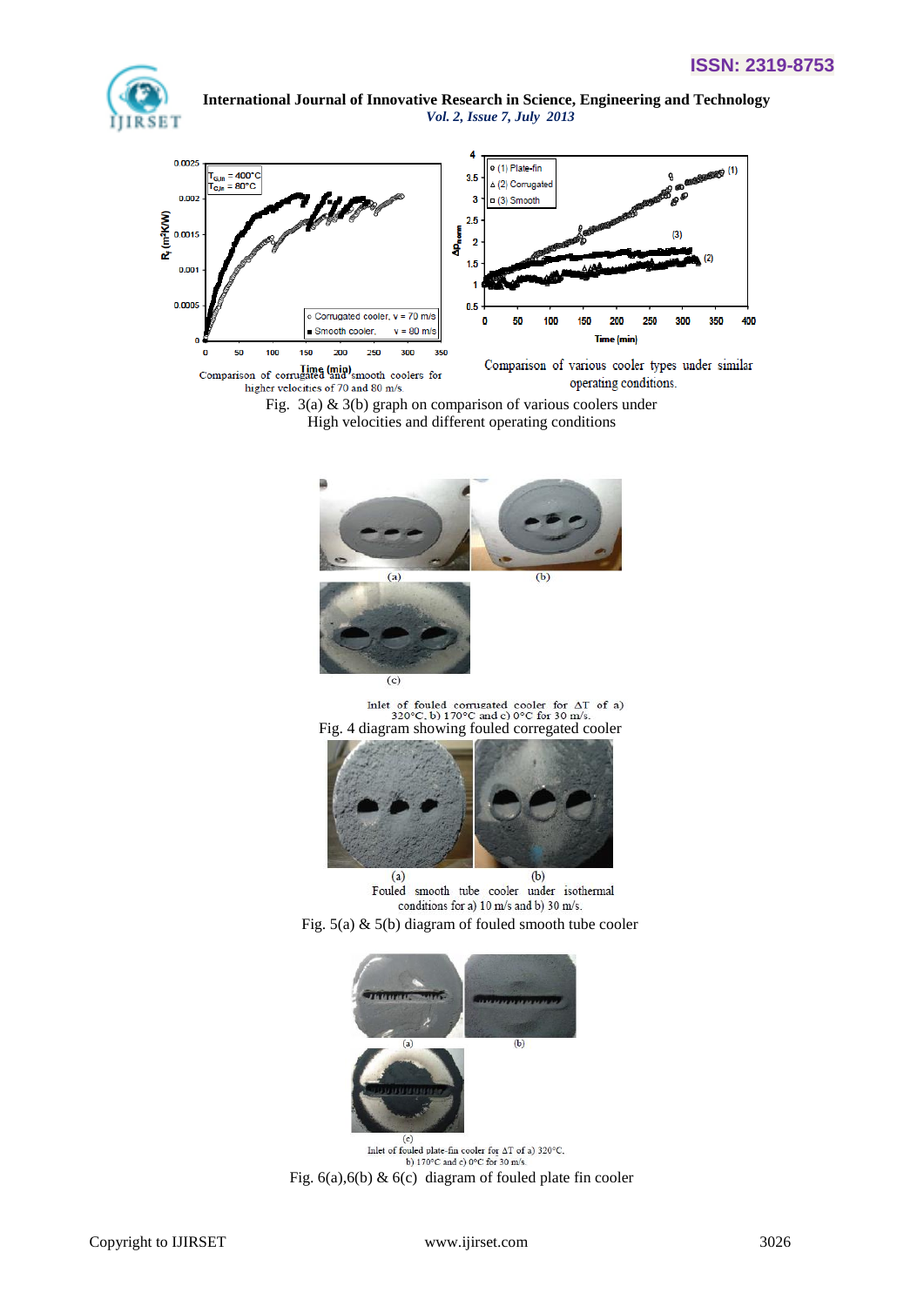Comparison of corrugated and smooth coolers for higher velocities of 70 and 80 m/s.

Comparison of various cooler types under similar operating conditions.

Fig. 3(a) & 3(b) graph on comparison of various coolers under High velocities and different operating conditions

Inlet of fouled corrugated cooler for ΔT of a) 320°C, b) 170°C and c) 0°C for 30 m/s.

Fig. 4 diagram showing fouled corregated cooler

Fouled smooth tube cooler under isothermal conditions for a) 10 m/s and b) 30 m/s.

Fig. 5(a) & 5(b) diagram of fouled smooth tube cooler

Inlet of fouled plate-fin cooler for ΔT of a) 320°C, b) 170°C and c) 0°C for 30 m/s.

Fig. 6(a),6(b) & 6(c) diagram of fouled plate fin cooler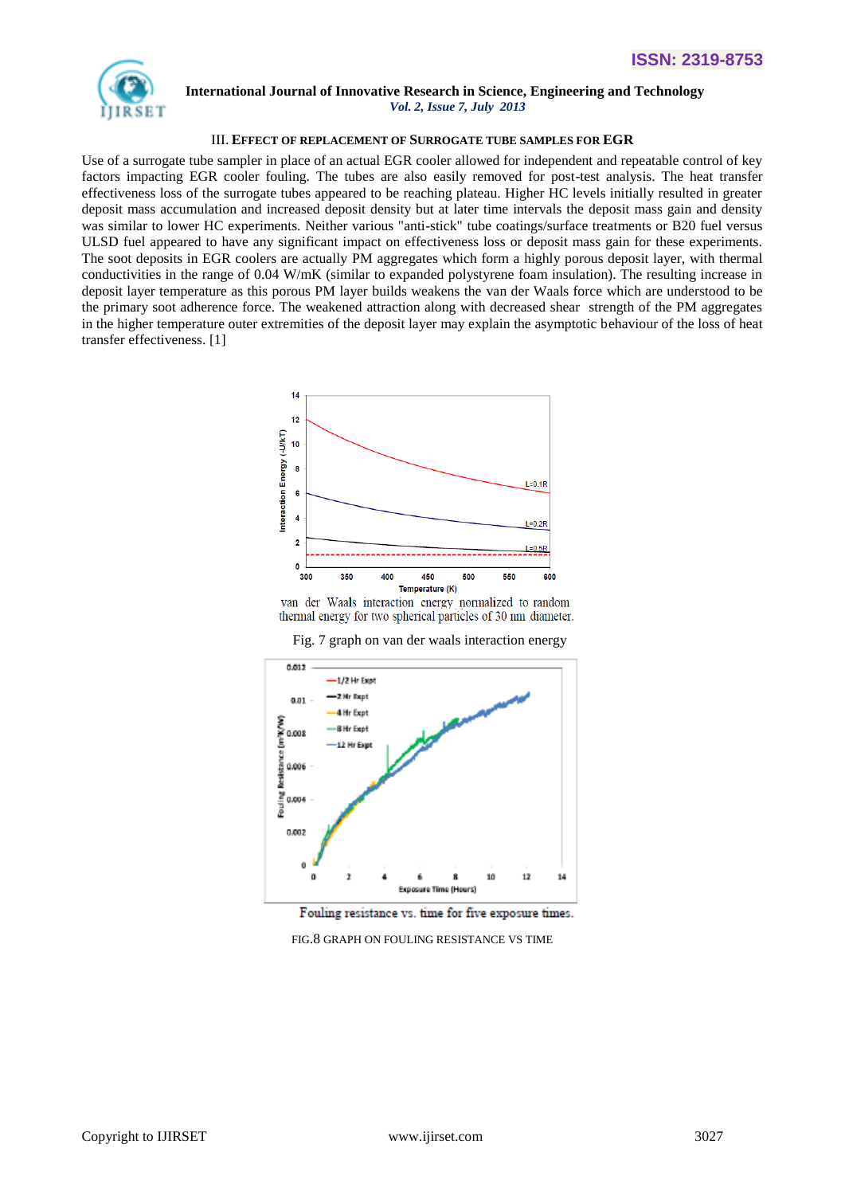### III. EFFECT OF REPLACEMENT OF SURROGATE TUBE SAMPLES FOR EGR

Use of a surrogate tube sampler in place of an actual EGR cooler allowed for independent and repeatable control of key factors impacting EGR cooler fouling. The tubes are also easily removed for post-test analysis. The heat transfer effectiveness loss of the surrogate tubes appeared to be reaching plateau. Higher HC levels initially resulted in greater deposit mass accumulation and increased deposit density but at later time intervals the deposit mass gain and density was similar to lower HC experiments. Neither various "anti-stick" tube coatings/surface treatments or B20 fuel versus ULSD fuel appeared to have any significant impact on effectiveness loss or deposit mass gain for these experiments. The soot deposits in EGR coolers are actually PM aggregates which form a highly porous deposit layer, with thermal conductivities in the range of 0.04 W/mK (similar to expanded polystyrene foam insulation). The resulting increase in deposit layer temperature as this porous PM layer builds weakens the van der Waals force which are understood to be the primary soot adherence force. The weakened attraction along with decreased shear strength of the PM aggregates in the higher temperature outer extremities of the deposit layer may explain the asymptotic behaviour of the loss of heat transfer effectiveness. [1]

van der Waals interaction energy normalized to random thermal energy for two spherical particles of 30 nm diameter.

Fig. 7 graph on van der waals interaction energy

Fouling resistance vs. time for five exposure times.

FIG.8 GRAPH ON FOULING RESISTANCE VS TIME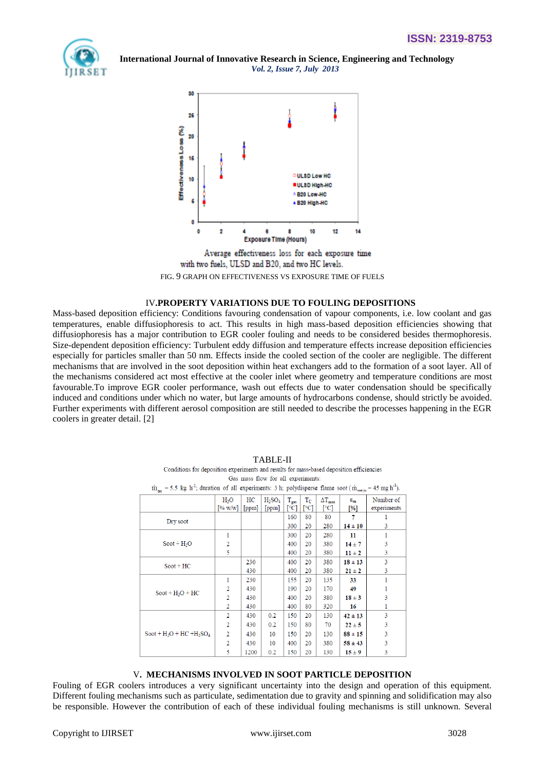Average effectiveness loss for each exposure time with two fuels, ULSD and B20, and two HC levels.

FIG. 9 GRAPH ON EFFECTIVENESS VS EXPOSURE TIME OF FUELS

## IV. PROPERTY VARIATIONS DUE TO FOULING DEPOSITIONS

Mass-based deposition efficiency: Conditions favouring condensation of vapour components, i.e. low coolant and gas temperatures, enable diffusiophoresis to act. This results in high mass-based deposition efficiencies showing that diffusiophoresis has a major contribution to EGR cooler fouling and needs to be considered besides thermophoresis. Size-dependent deposition efficiency: Turbulent eddy diffusion and temperature effects increase deposition efficiencies especially for particles smaller than 50 nm. Effects inside the cooled section of the cooler are negligible. The different mechanisms that are involved in the soot deposition within heat exchangers add to the formation of a soot layer. All of the mechanisms considered act most effective at the cooler inlet where geometry and temperature conditions are most favourable.To improve EGR cooler performance, wash out effects due to water condensation should be specifically induced and conditions under which no water, but large amounts of hydrocarbons condense, should strictly be avoided. Further experiments with different aerosol composition are still needed to describe the processes happening in the EGR coolers in greater detail. [2]

TABLE-II

Conditions for deposition experiments and results for mass-based deposition efficiencies

Gas mass flow for all experiments:

$\dot{m}_{gas}$ = 5.5 kg $h^{-1}$; duration of all experiments: 3 h; polydisperse flame soot ($\dot{m}_{soot,in}$ = 45 mg $h^{-1}$).

| | $H_2O$ [% w/w] | HC [ppm] | $H_2SO_4$ [ppm] | $T_{gas}$ [°C] | $T_C$ [°C] | $\Delta T_{max}$ [°C] | $\varepsilon_m$ [%] | Number of experiments |
|---|---|---|---|---|---|---|---|---|
| Dry soot | | | | 160 | 80 | 80 | **7** | 1 |
| | | | | 300 | 20 | 280 | **14 ± 10** | 3 |
| Soot + $H_2O$ | 1 | | | 300 | 20 | 280 | **11** | 1 |
| | 2 | | | 400 | 20 | 380 | **14 ± 7** | 3 |
| | 5 | | | 400 | 20 | 380 | **11 ± 2** | 3 |
| Soot + HC | | 230 | | 400 | 20 | 380 | **18 ± 13** | 3 |
| | | 430 | | 400 | 20 | 380 | **21 ± 2** | 3 |
| Soot + $H_2O$ + HC | 1 | 230 | | 155 | 20 | 135 | **33** | 1 |
| | 2 | 430 | | 190 | 20 | 170 | **49** | 1 |
| | 2 | 430 | | 400 | 20 | 380 | **18 ± 3** | 3 |
| | 2 | 430 | | 400 | 80 | 320 | **16** | 1 |
| Soot + $H_2O$ + HC + $H_2SO_4$ | 2 | 430 | 0.2 | 150 | 20 | 130 | **42 ± 13** | 3 |
| | 2 | 430 | 0.2 | 150 | 80 | 70 | **22 ± 5** | 3 |
| | 2 | 430 | 10 | 150 | 20 | 130 | **88 ± 15** | 3 |
| | 2 | 430 | 10 | 400 | 20 | 380 | **58 ± 43** | 3 |
| | 5 | 1200 | 0.2 | 150 | 20 | 130 | **15 ± 9** | 3 |

## V. MECHANISMS INVOLVED IN SOOT PARTICLE DEPOSITION

Fouling of EGR coolers introduces a very significant uncertainty into the design and operation of this equipment. Different fouling mechanisms such as particulate, sedimentation due to gravity and spinning and solidification may also be responsible. However the contribution of each of these individual fouling mechanisms is still unknown. Several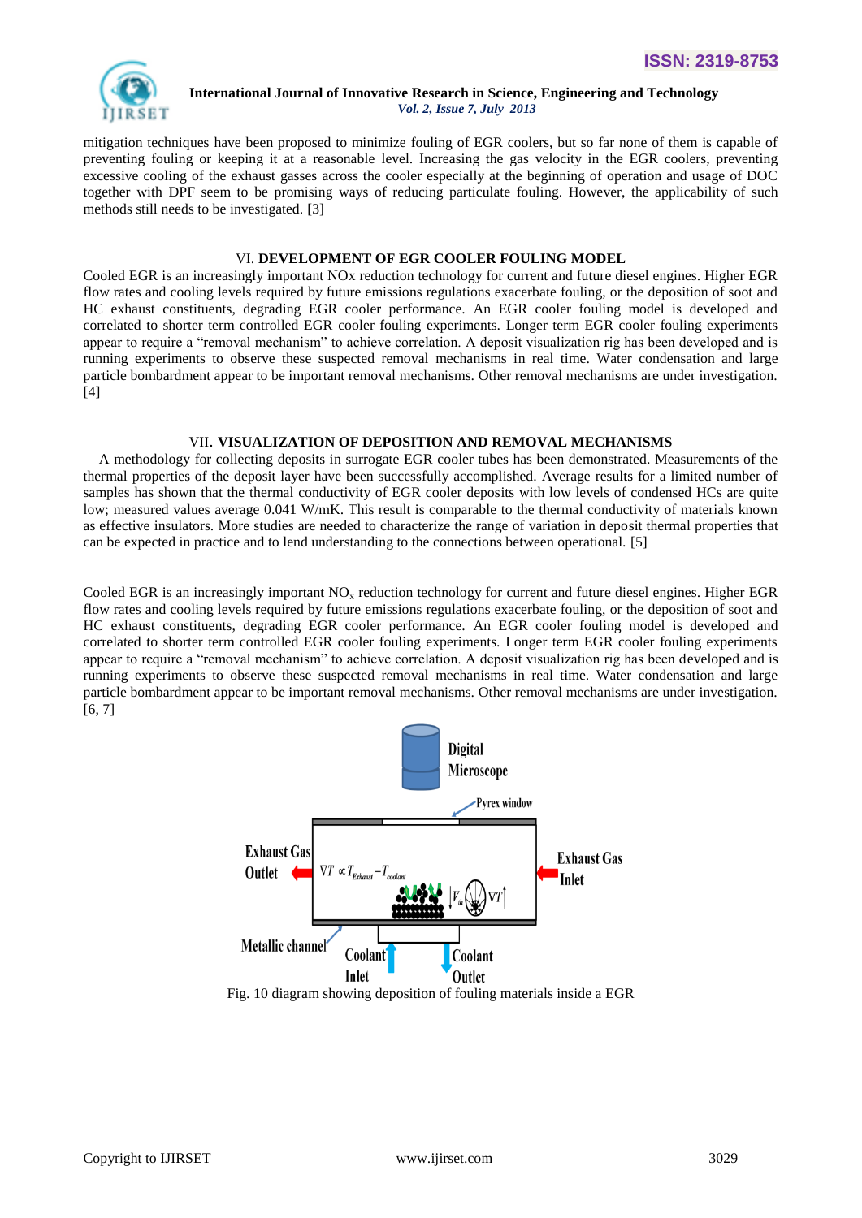mitigation techniques have been proposed to minimize fouling of EGR coolers, but so far none of them is capable of preventing fouling or keeping it at a reasonable level. Increasing the gas velocity in the EGR coolers, preventing excessive cooling of the exhaust gasses across the cooler especially at the beginning of operation and usage of DOC together with DPF seem to be promising ways of reducing particulate fouling. However, the applicability of such methods still needs to be investigated. [3]

## VI. DEVELOPMENT OF EGR COOLER FOULING MODEL

Cooled EGR is an increasingly important NOx reduction technology for current and future diesel engines. Higher EGR flow rates and cooling levels required by future emissions regulations exacerbate fouling, or the deposition of soot and HC exhaust constituents, degrading EGR cooler performance. An EGR cooler fouling model is developed and correlated to shorter term controlled EGR cooler fouling experiments. Longer term EGR cooler fouling experiments appear to require a "removal mechanism" to achieve correlation. A deposit visualization rig has been developed and is running experiments to observe these suspected removal mechanisms in real time. Water condensation and large particle bombardment appear to be important removal mechanisms. Other removal mechanisms are under investigation. [4]

## VII. VISUALIZATION OF DEPOSITION AND REMOVAL MECHANISMS

A methodology for collecting deposits in surrogate EGR cooler tubes has been demonstrated. Measurements of the thermal properties of the deposit layer have been successfully accomplished. Average results for a limited number of samples has shown that the thermal conductivity of EGR cooler deposits with low levels of condensed HCs are quite low; measured values average 0.041 W/mK. This result is comparable to the thermal conductivity of materials known as effective insulators. More studies are needed to characterize the range of variation in deposit thermal properties that can be expected in practice and to lend understanding to the connections between operational. [5]

Cooled EGR is an increasingly important $NO_x$ reduction technology for current and future diesel engines. Higher EGR flow rates and cooling levels required by future emissions regulations exacerbate fouling, or the deposition of soot and HC exhaust constituents, degrading EGR cooler performance. An EGR cooler fouling model is developed and correlated to shorter term controlled EGR cooler fouling experiments. Longer term EGR cooler fouling experiments appear to require a "removal mechanism" to achieve correlation. A deposit visualization rig has been developed and is running experiments to observe these suspected removal mechanisms in real time. Water condensation and large particle bombardment appear to be important removal mechanisms. Other removal mechanisms are under investigation. [6, 7]

Fig. 10 diagram showing deposition of fouling materials inside a EGR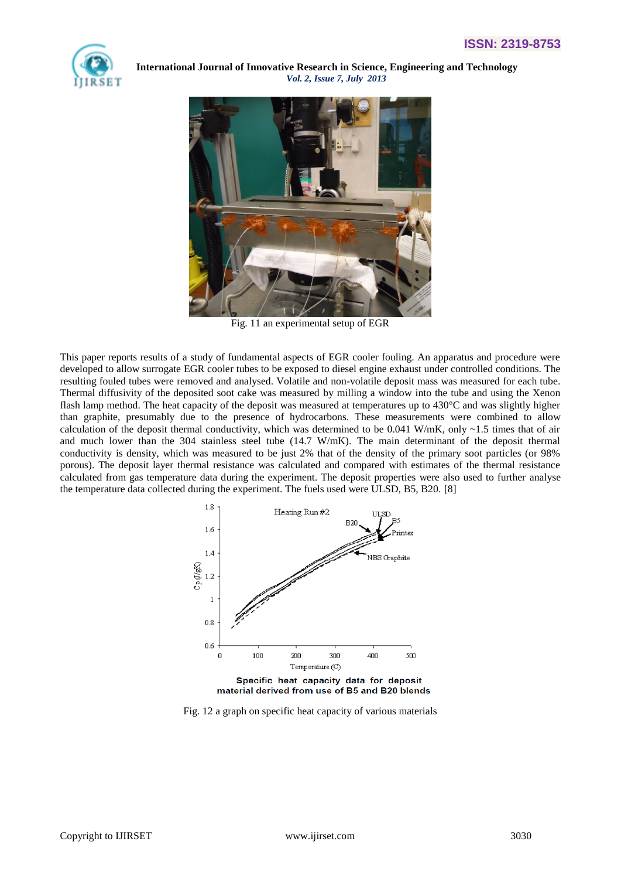Fig. 11 an experimental setup of EGR

This paper reports results of a study of fundamental aspects of EGR cooler fouling. An apparatus and procedure were developed to allow surrogate EGR cooler tubes to be exposed to diesel engine exhaust under controlled conditions. The resulting fouled tubes were removed and analysed. Volatile and non-volatile deposit mass was measured for each tube. Thermal diffusivity of the deposited soot cake was measured by milling a window into the tube and using the Xenon flash lamp method. The heat capacity of the deposit was measured at temperatures up to 430°C and was slightly higher than graphite, presumably due to the presence of hydrocarbons. These measurements were combined to allow calculation of the deposit thermal conductivity, which was determined to be 0.041 W/mK, only ~1.5 times that of air and much lower than the 304 stainless steel tube (14.7 W/mK). The main determinant of the deposit thermal conductivity is density, which was measured to be just 2% that of the density of the primary soot particles (or 98% porous). The deposit layer thermal resistance was calculated and compared with estimates of the thermal resistance calculated from gas temperature data during the experiment. The deposit properties were also used to further analyse the temperature data collected during the experiment. The fuels used were ULSD, B5, B20. [8]

**Specific heat capacity data for deposit material derived from use of B5 and B20 blends**

Fig. 12 a graph on specific heat capacity of various materials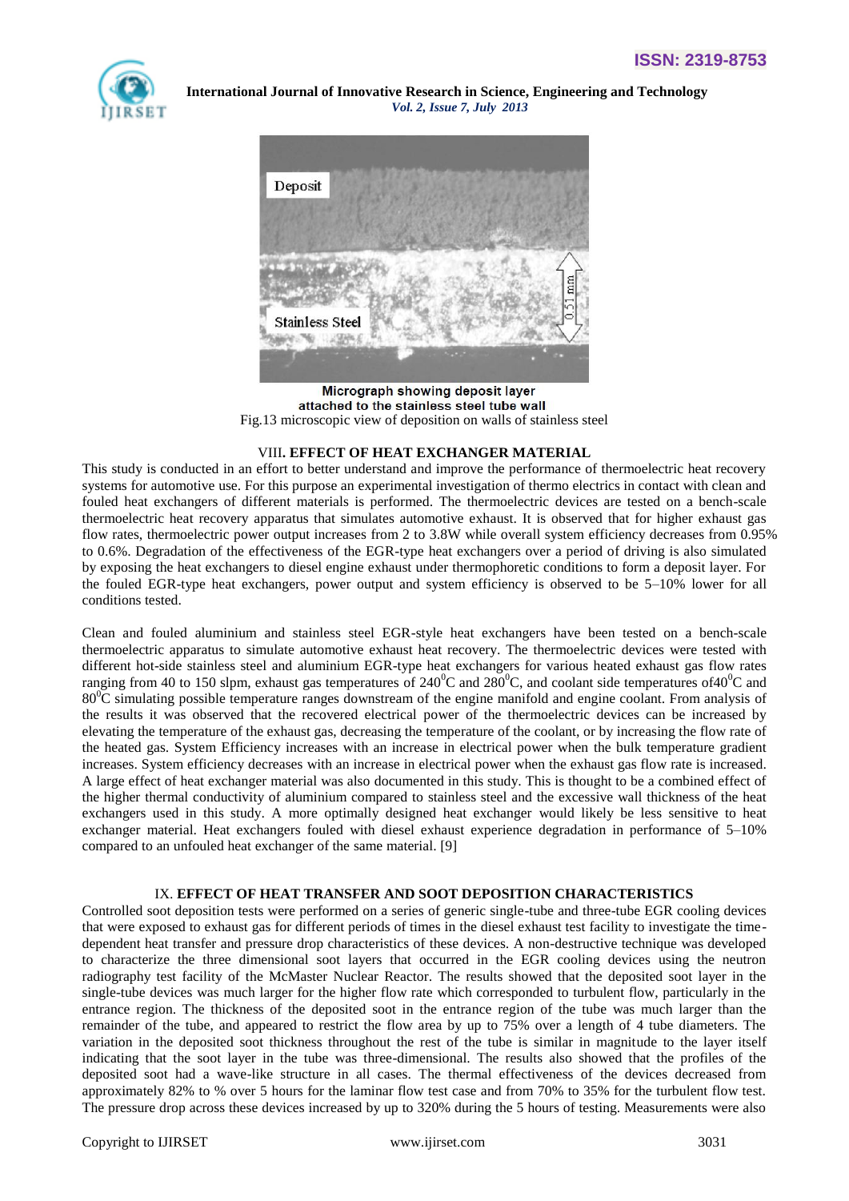Micrograph showing deposit layer attached to the stainless steel tube wall

Fig.13 microscopic view of deposition on walls of stainless steel

## VIII. EFFECT OF HEAT EXCHANGER MATERIAL

This study is conducted in an effort to better understand and improve the performance of thermoelectric heat recovery systems for automotive use. For this purpose an experimental investigation of thermo electrics in contact with clean and fouled heat exchangers of different materials is performed. The thermoelectric devices are tested on a bench-scale thermoelectric heat recovery apparatus that simulates automotive exhaust. It is observed that for higher exhaust gas flow rates, thermoelectric power output increases from 2 to 3.8W while overall system efficiency decreases from 0.95% to 0.6%. Degradation of the effectiveness of the EGR-type heat exchangers over a period of driving is also simulated by exposing the heat exchangers to diesel engine exhaust under thermophoretic conditions to form a deposit layer. For the fouled EGR-type heat exchangers, power output and system efficiency is observed to be 5–10% lower for all conditions tested.

Clean and fouled aluminium and stainless steel EGR-style heat exchangers have been tested on a bench-scale thermoelectric apparatus to simulate automotive exhaust heat recovery. The thermoelectric devices were tested with different hot-side stainless steel and aluminium EGR-type heat exchangers for various heated exhaust gas flow rates ranging from 40 to 150 slpm, exhaust gas temperatures of $240^0$C and $280^0$C, and coolant side temperatures of$40^0$C and $80^0$C simulating possible temperature ranges downstream of the engine manifold and engine coolant. From analysis of the results it was observed that the recovered electrical power of the thermoelectric devices can be increased by elevating the temperature of the exhaust gas, decreasing the temperature of the coolant, or by increasing the flow rate of the heated gas. System Efficiency increases with an increase in electrical power when the bulk temperature gradient increases. System efficiency decreases with an increase in electrical power when the exhaust gas flow rate is increased. A large effect of heat exchanger material was also documented in this study. This is thought to be a combined effect of the higher thermal conductivity of aluminium compared to stainless steel and the excessive wall thickness of the heat exchangers used in this study. A more optimally designed heat exchanger would likely be less sensitive to heat exchanger material. Heat exchangers fouled with diesel exhaust experience degradation in performance of 5–10% compared to an unfouled heat exchanger of the same material. [9]

## IX. EFFECT OF HEAT TRANSFER AND SOOT DEPOSITION CHARACTERISTICS

Controlled soot deposition tests were performed on a series of generic single-tube and three-tube EGR cooling devices that were exposed to exhaust gas for different periods of times in the diesel exhaust test facility to investigate the time-dependent heat transfer and pressure drop characteristics of these devices. A non-destructive technique was developed to characterize the three dimensional soot layers that occurred in the EGR cooling devices using the neutron radiography test facility of the McMaster Nuclear Reactor. The results showed that the deposited soot layer in the single-tube devices was much larger for the higher flow rate which corresponded to turbulent flow, particularly in the entrance region. The thickness of the deposited soot in the entrance region of the tube was much larger than the remainder of the tube, and appeared to restrict the flow area by up to 75% over a length of 4 tube diameters. The variation in the deposited soot thickness throughout the rest of the tube is similar in magnitude to the layer itself indicating that the soot layer in the tube was three-dimensional. The results also showed that the profiles of the deposited soot had a wave-like structure in all cases. The thermal effectiveness of the devices decreased from approximately 82% to % over 5 hours for the laminar flow test case and from 70% to 35% for the turbulent flow test. The pressure drop across these devices increased by up to 320% during the 5 hours of testing. Measurements were also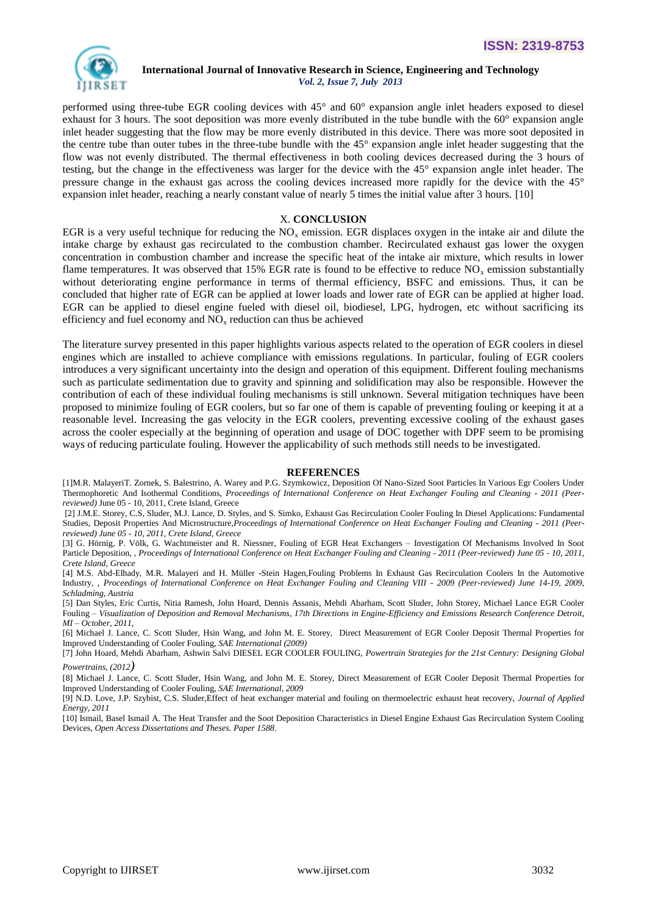performed using three-tube EGR cooling devices with 45° and 60° expansion angle inlet headers exposed to diesel exhaust for 3 hours. The soot deposition was more evenly distributed in the tube bundle with the 60° expansion angle inlet header suggesting that the flow may be more evenly distributed in this device. There was more soot deposited in the centre tube than outer tubes in the three-tube bundle with the 45° expansion angle inlet header suggesting that the flow was not evenly distributed. The thermal effectiveness in both cooling devices decreased during the 3 hours of testing, but the change in the effectiveness was larger for the device with the 45° expansion angle inlet header. The pressure change in the exhaust gas across the cooling devices increased more rapidly for the device with the 45° expansion inlet header, reaching a nearly constant value of nearly 5 times the initial value after 3 hours. [10]

## X. CONCLUSION

EGR is a very useful technique for reducing the $NO_x$ emission. EGR displaces oxygen in the intake air and dilute the intake charge by exhaust gas recirculated to the combustion chamber. Recirculated exhaust gas lower the oxygen concentration in combustion chamber and increase the specific heat of the intake air mixture, which results in lower flame temperatures. It was observed that 15% EGR rate is found to be effective to reduce $NO_x$ emission substantially without deteriorating engine performance in terms of thermal efficiency, BSFC and emissions. Thus, it can be concluded that higher rate of EGR can be applied at lower loads and lower rate of EGR can be applied at higher load. EGR can be applied to diesel engine fueled with diesel oil, biodiesel, LPG, hydrogen, etc without sacrificing its efficiency and fuel economy and $NO_x$ reduction can thus be achieved

The literature survey presented in this paper highlights various aspects related to the operation of EGR coolers in diesel engines which are installed to achieve compliance with emissions regulations. In particular, fouling of EGR coolers introduces a very significant uncertainty into the design and operation of this equipment. Different fouling mechanisms such as particulate sedimentation due to gravity and spinning and solidification may also be responsible. However the contribution of each of these individual fouling mechanisms is still unknown. Several mitigation techniques have been proposed to minimize fouling of EGR coolers, but so far one of them is capable of preventing fouling or keeping it at a reasonable level. Increasing the gas velocity in the EGR coolers, preventing excessive cooling of the exhaust gases across the cooler especially at the beginning of operation and usage of DOC together with DPF seem to be promising ways of reducing particulate fouling. However the applicability of such methods still needs to be investigated.

## REFERENCES

[1]M.R. MalayeriT. Zornek, S. Balestrino, A. Warey and P.G. Szymkowicz, Deposition Of Nano-Sized Soot Particles In Various Egr Coolers Under Thermophoretic And Isothermal Conditions, *Proceedings of International Conference on Heat Exchanger Fouling and Cleaning - 2011 (Peer-reviewed)* June 05 - 10, 2011, Crete Island, Greece

[2] J.M.E. Storey, C.S, Sluder, M.J. Lance, D. Styles, and S. Simko, Exhaust Gas Recirculation Cooler Fouling In Diesel Applications: Fundamental Studies, Deposit Properties And Microstructure,*Proceedings of International Conference on Heat Exchanger Fouling and Cleaning - 2011 (Peer-reviewed) June 05 - 10, 2011, Crete Island, Greece*

[3] G. Hörnig, P. Völk, G. Wachtmeister and R. Niessner, Fouling of EGR Heat Exchangers – Investigation Of Mechanisms Involved In Soot Particle Deposition, , *Proceedings of International Conference on Heat Exchanger Fouling and Cleaning - 2011 (Peer-reviewed) June 05 - 10, 2011, Crete Island, Greece*

[4] M.S. Abd-Elhady, M.R. Malayeri and H. Müller -Stein Hagen,Fouling Problems In Exhaust Gas Recirculation Coolers In the Automotive Industry, , *Proceedings of International Conference on Heat Exchanger Fouling and Cleaning VIII - 2009 (Peer-reviewed) June 14-19, 2009, Schladming, Austria*

[5] Dan Styles, Eric Curtis, Nitia Ramesh, John Hoard, Dennis Assanis, Mehdi Abarham, Scott Sluder, John Storey, Michael Lance EGR Cooler Fouling – *Visualization of Deposition and Removal Mechanisms, 17th Directions in Engine-Efficiency and Emissions Research Conference Detroit, MI – October, 2011,*

[6] Michael J. Lance, C. Scott Sluder, Hsin Wang, and John M. E. Storey, Direct Measurement of EGR Cooler Deposit Thermal Properties for Improved Understanding of Cooler Fouling, *SAE International (2009)*

[7] John Hoard, Mehdi Abarham, Ashwin Salvi DIESEL EGR COOLER FOULING, *Powertrain Strategies for the 21st Century: Designing Global Powertrains, (2012)*

[8] Michael J. Lance, C. Scott Sluder, Hsin Wang, and John M. E. Storey, Direct Measurement of EGR Cooler Deposit Thermal Properties for Improved Understanding of Cooler Fouling, *SAE International, 2009*

[9] N.D. Love, J.P. Szybist, C.S. Sluder,Effect of heat exchanger material and fouling on thermoelectric exhaust heat recovery, *Journal of Applied Energy, 2011*

[10] Ismail, Basel Ismail A. The Heat Transfer and the Soot Deposition Characteristics in Diesel Engine Exhaust Gas Recirculation System Cooling Devices, *Open Access Dissertations and Theses. Paper 1588.*